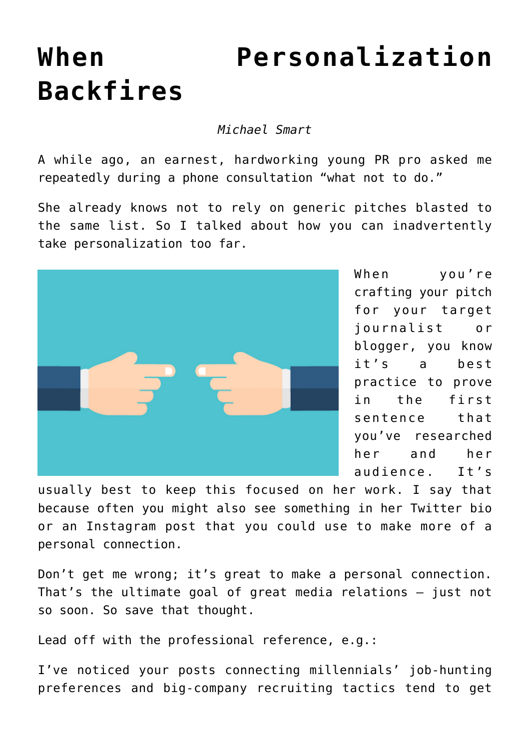# When Personalization Backfires

*Michael Smart*

A while ago, an earnest, hardworking young PR pro asked me repeatedly during a phone consultation "what not to do."

She already knows not to rely on generic pitches blasted to the same list. So I talked about how you can inadvertently take personalization too far.

When you're crafting your pitch for your target journalist or blogger, you know it's a best practice to prove in the first sentence that you've researched her and her audience. It's usually best to keep this focused on her work. I say that because often you might also see something in her Twitter bio or an Instagram post that you could use to make more of a personal connection.

Don't get me wrong; it's great to make a personal connection. That's the ultimate goal of great media relations – just not so soon. So save that thought.

Lead off with the professional reference, e.g.:

I've noticed your posts connecting millennials' job-hunting preferences and big-company recruiting tactics tend to get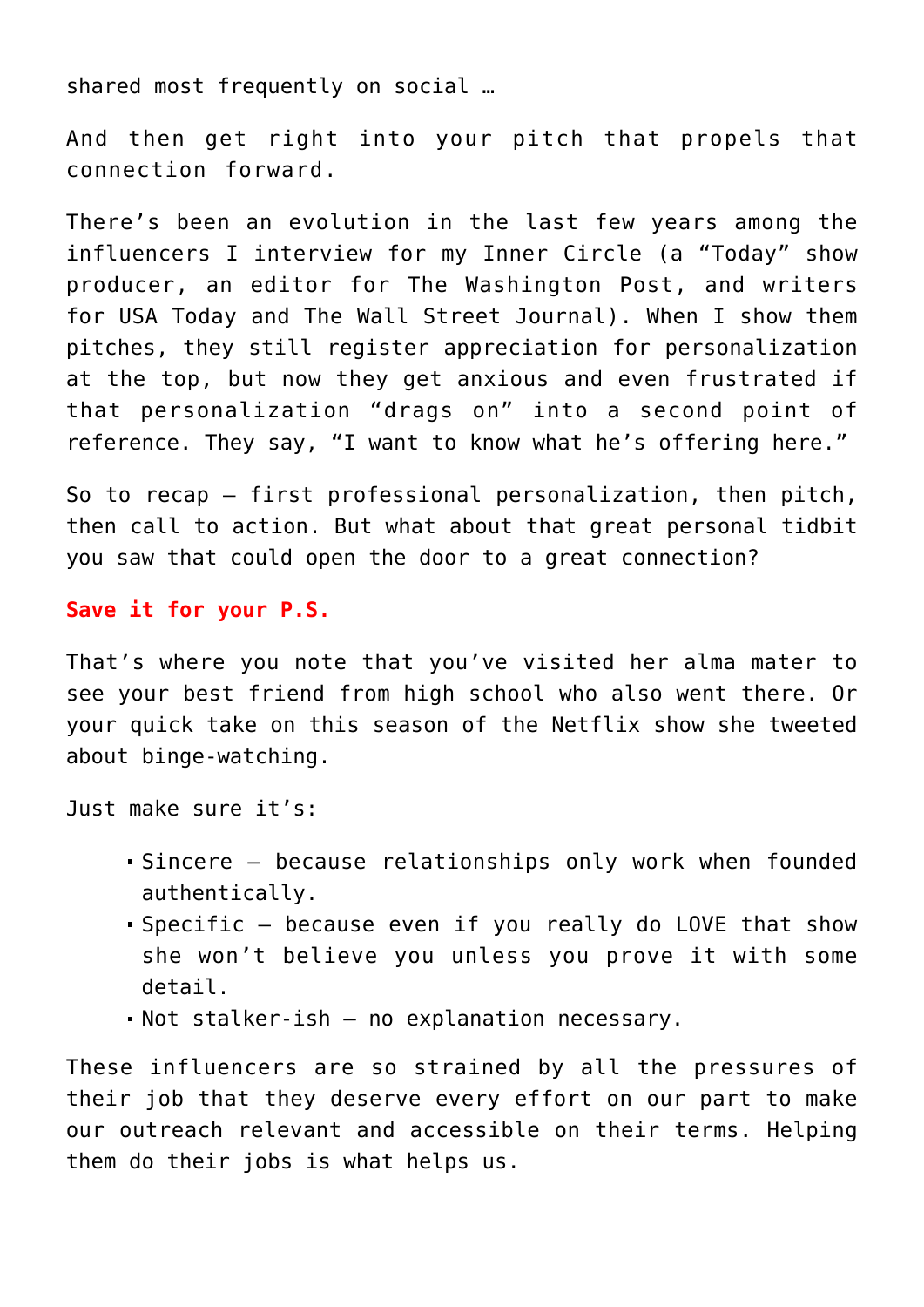shared most frequently on social …

And then get right into your pitch that propels that connection forward.

There's been an evolution in the last few years among the influencers I interview for my Inner Circle (a "Today" show producer, an editor for The Washington Post, and writers for USA Today and The Wall Street Journal). When I show them pitches, they still register appreciation for personalization at the top, but now they get anxious and even frustrated if that personalization "drags on" into a second point of reference. They say, "I want to know what he's offering here."

So to recap – first professional personalization, then pitch, then call to action. But what about that great personal tidbit you saw that could open the door to a great connection?

**Save it for your P.S.**

That's where you note that you've visited her alma mater to see your best friend from high school who also went there. Or your quick take on this season of the Netflix show she tweeted about binge-watching.

Just make sure it's:

- Sincere – because relationships only work when founded authentically.
- Specific – because even if you really do LOVE that show she won't believe you unless you prove it with some detail.
- Not stalker-ish – no explanation necessary.

These influencers are so strained by all the pressures of their job that they deserve every effort on our part to make our outreach relevant and accessible on their terms. Helping them do their jobs is what helps us.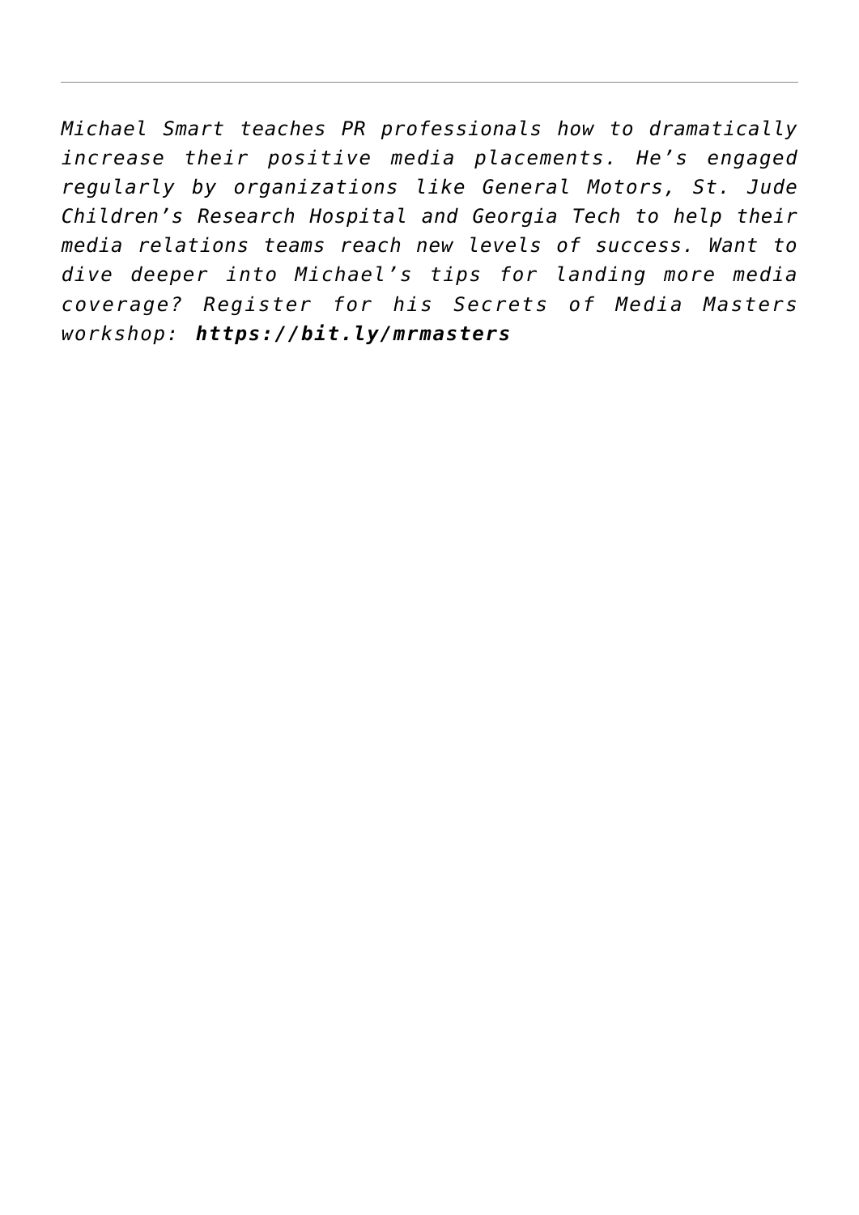---

*Michael Smart teaches PR professionals how to dramatically increase their positive media placements. He's engaged regularly by organizations like General Motors, St. Jude Children's Research Hospital and Georgia Tech to help their media relations teams reach new levels of success. Want to dive deeper into Michael's tips for landing more media coverage? Register for his Secrets of Media Masters workshop:* ***https://bit.ly/mrmasters***